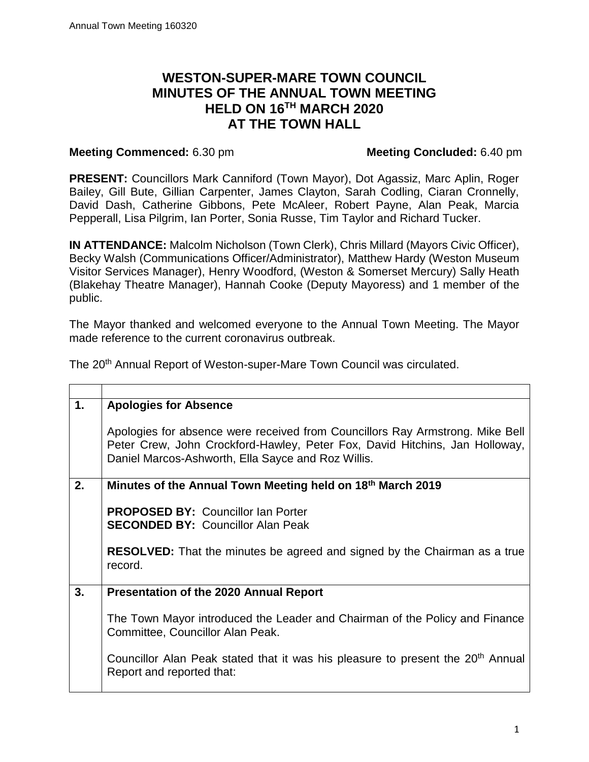# WESTON-SUPER-MARE TOWN COUNCIL
# MINUTES OF THE ANNUAL TOWN MEETING
# HELD ON 16TH MARCH 2020
# AT THE TOWN HALL

**Meeting Commenced:** 6.30 pm **Meeting Concluded:** 6.40 pm

**PRESENT:** Councillors Mark Canniford (Town Mayor), Dot Agassiz, Marc Aplin, Roger Bailey, Gill Bute, Gillian Carpenter, James Clayton, Sarah Codling, Ciaran Cronnelly, David Dash, Catherine Gibbons, Pete McAleer, Robert Payne, Alan Peak, Marcia Pepperall, Lisa Pilgrim, Ian Porter, Sonia Russe, Tim Taylor and Richard Tucker.

**IN ATTENDANCE:** Malcolm Nicholson (Town Clerk), Chris Millard (Mayors Civic Officer), Becky Walsh (Communications Officer/Administrator), Matthew Hardy (Weston Museum Visitor Services Manager), Henry Woodford, (Weston & Somerset Mercury) Sally Heath (Blakehay Theatre Manager), Hannah Cooke (Deputy Mayoress) and 1 member of the public.

The Mayor thanked and welcomed everyone to the Annual Town Meeting. The Mayor made reference to the current coronavirus outbreak.

The 20th Annual Report of Weston-super-Mare Town Council was circulated.

| | |
|---|---|
| **1.** | **Apologies for Absence**<br><br>Apologies for absence were received from Councillors Ray Armstrong. Mike Bell Peter Crew, John Crockford-Hawley, Peter Fox, David Hitchins, Jan Holloway, Daniel Marcos-Ashworth, Ella Sayce and Roz Willis. |
| **2.** | **Minutes of the Annual Town Meeting held on 18th March 2019**<br><br>**PROPOSED BY:** Councillor Ian Porter<br>**SECONDED BY:** Councillor Alan Peak<br><br>**RESOLVED:** That the minutes be agreed and signed by the Chairman as a true record. |
| **3.** | **Presentation of the 2020 Annual Report**<br><br>The Town Mayor introduced the Leader and Chairman of the Policy and Finance Committee, Councillor Alan Peak.<br><br>Councillor Alan Peak stated that it was his pleasure to present the 20th Annual Report and reported that: |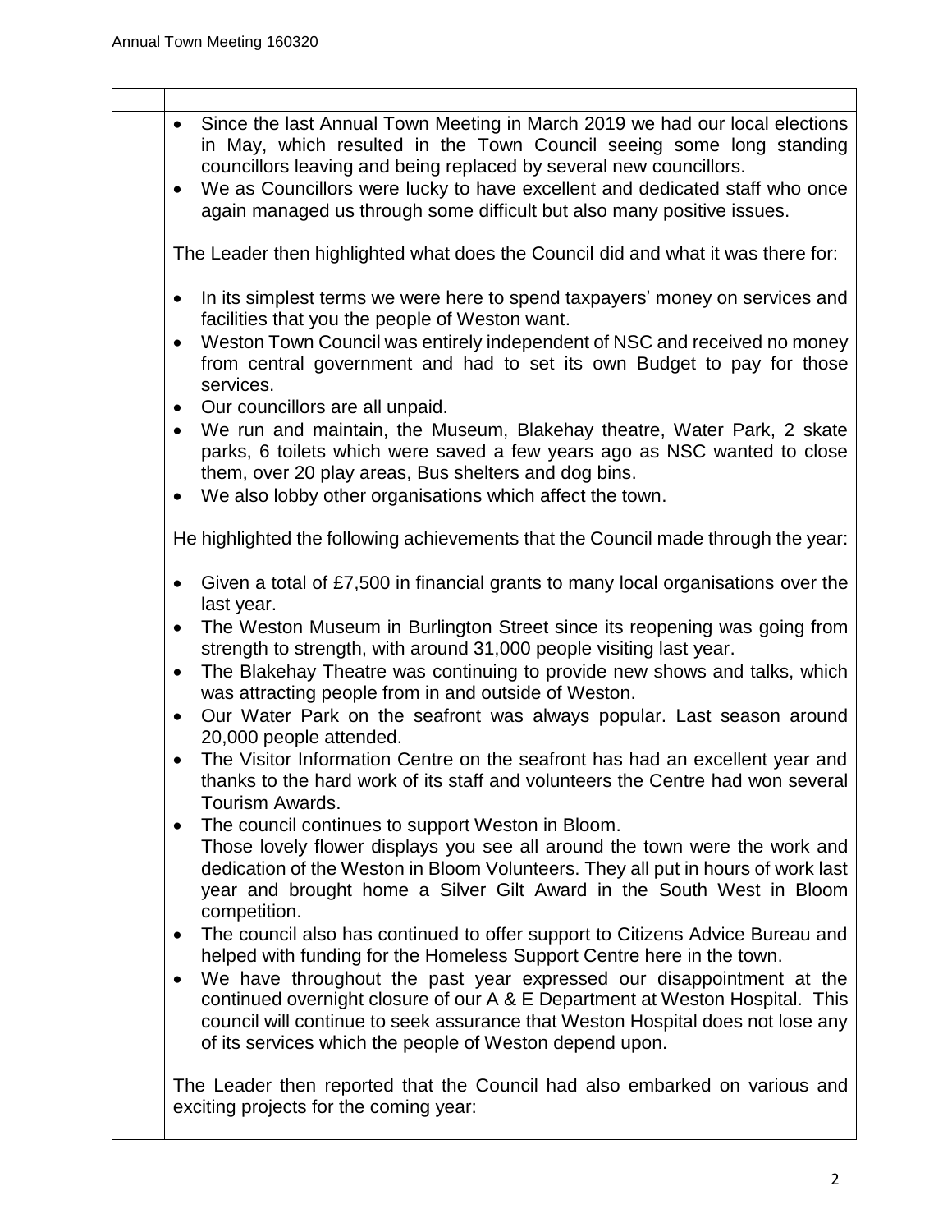- Since the last Annual Town Meeting in March 2019 we had our local elections in May, which resulted in the Town Council seeing some long standing councillors leaving and being replaced by several new councillors.
- We as Councillors were lucky to have excellent and dedicated staff who once again managed us through some difficult but also many positive issues.

The Leader then highlighted what does the Council did and what it was there for:

- In its simplest terms we were here to spend taxpayers' money on services and facilities that you the people of Weston want.
- Weston Town Council was entirely independent of NSC and received no money from central government and had to set its own Budget to pay for those services.
- Our councillors are all unpaid.
- We run and maintain, the Museum, Blakehay theatre, Water Park, 2 skate parks, 6 toilets which were saved a few years ago as NSC wanted to close them, over 20 play areas, Bus shelters and dog bins.
- We also lobby other organisations which affect the town.

He highlighted the following achievements that the Council made through the year:

- Given a total of £7,500 in financial grants to many local organisations over the last year.
- The Weston Museum in Burlington Street since its reopening was going from strength to strength, with around 31,000 people visiting last year.
- The Blakehay Theatre was continuing to provide new shows and talks, which was attracting people from in and outside of Weston.
- Our Water Park on the seafront was always popular. Last season around 20,000 people attended.
- The Visitor Information Centre on the seafront has had an excellent year and thanks to the hard work of its staff and volunteers the Centre had won several Tourism Awards.
- The council continues to support Weston in Bloom.
  Those lovely flower displays you see all around the town were the work and dedication of the Weston in Bloom Volunteers. They all put in hours of work last year and brought home a Silver Gilt Award in the South West in Bloom competition.
- The council also has continued to offer support to Citizens Advice Bureau and helped with funding for the Homeless Support Centre here in the town.
- We have throughout the past year expressed our disappointment at the continued overnight closure of our A & E Department at Weston Hospital. This council will continue to seek assurance that Weston Hospital does not lose any of its services which the people of Weston depend upon.

The Leader then reported that the Council had also embarked on various and exciting projects for the coming year: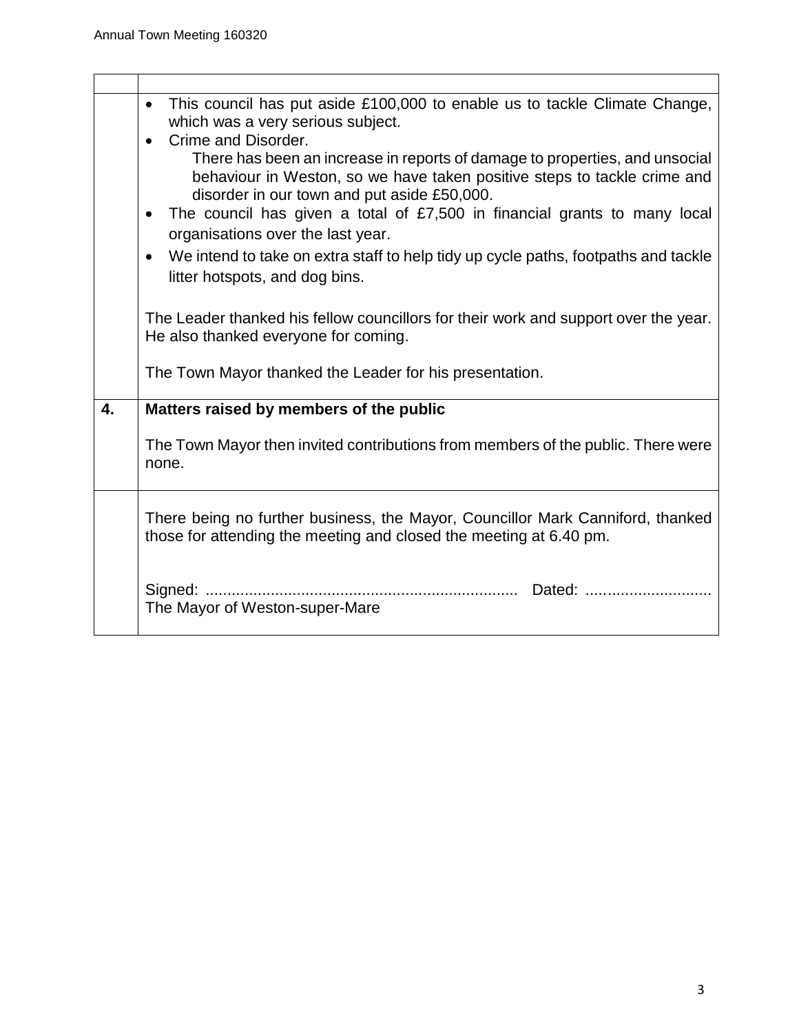- This council has put aside £100,000 to enable us to tackle Climate Change, which was a very serious subject.
- Crime and Disorder.

  There has been an increase in reports of damage to properties, and unsocial behaviour in Weston, so we have taken positive steps to tackle crime and disorder in our town and put aside £50,000.
- The council has given a total of £7,500 in financial grants to many local organisations over the last year.
- We intend to take on extra staff to help tidy up cycle paths, footpaths and tackle litter hotspots, and dog bins.

The Leader thanked his fellow councillors for their work and support over the year. He also thanked everyone for coming.

The Town Mayor thanked the Leader for his presentation.

**4. Matters raised by members of the public**

The Town Mayor then invited contributions from members of the public. There were none.

There being no further business, the Mayor, Councillor Mark Canniford, thanked those for attending the meeting and closed the meeting at 6.40 pm.

Signed: ....................................................................... Dated: .............................

The Mayor of Weston-super-Mare